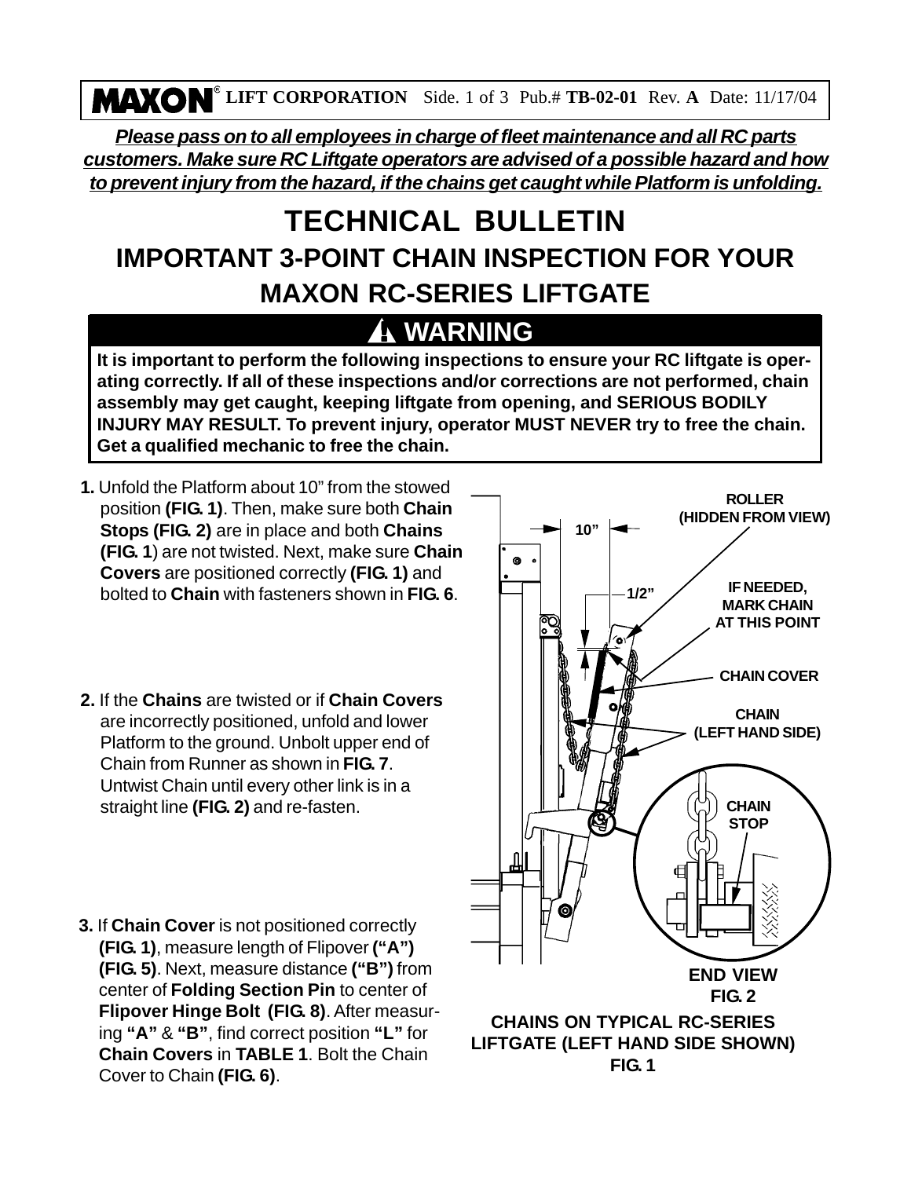Please pass on to all employees in charge of fleet maintenance and all RC parts customers. Make sure RC Liftgate operators are advised of a possible hazard and how to prevent injury from the hazard, if the chains get caught while Platform is unfolding.

# TECHNICAL BULLETIN

## IMPORTANT 3-POINT CHAIN INSPECTION FOR YOUR MAXON RC-SERIES LIFTGATE

### ⚠ WARNING

**It is important to perform the following inspections to ensure your RC liftgate is operating correctly. If all of these inspections and/or corrections are not performed, chain assembly may get caught, keeping liftgate from opening, and SERIOUS BODILY INJURY MAY RESULT. To prevent injury, operator MUST NEVER try to free the chain. Get a qualified mechanic to free the chain.**

**1.** Unfold the Platform about 10" from the stowed position **(FIG. 1)**. Then, make sure both **Chain Stops (FIG. 2)** are in place and both **Chains (FIG. 1**) are not twisted. Next, make sure **Chain Covers** are positioned correctly **(FIG. 1)** and bolted to **Chain** with fasteners shown in **FIG. 6**.

**2.** If the **Chains** are twisted or if **Chain Covers** are incorrectly positioned, unfold and lower Platform to the ground. Unbolt upper end of Chain from Runner as shown in **FIG. 7**. Untwist Chain until every other link is in a straight line **(FIG. 2)** and re-fasten.

**3.** If **Chain Cover** is not positioned correctly **(FIG. 1)**, measure length of Flipover **("A") (FIG. 5)**. Next, measure distance **("B")** from center of **Folding Section Pin** to center of **Flipover Hinge Bolt (FIG. 8)**. After measuring **"A"** & **"B"**, find correct position **"L"** for **Chain Covers** in **TABLE 1**. Bolt the Chain Cover to Chain **(FIG. 6)**.

10" | 1/2" | ROLLER (HIDDEN FROM VIEW) | IF NEEDED, MARK CHAIN AT THIS POINT | CHAIN COVER | CHAIN (LEFT HAND SIDE) | CHAIN STOP

**END VIEW FIG. 2**

**CHAINS ON TYPICAL RC-SERIES LIFTGATE (LEFT HAND SIDE SHOWN) FIG. 1**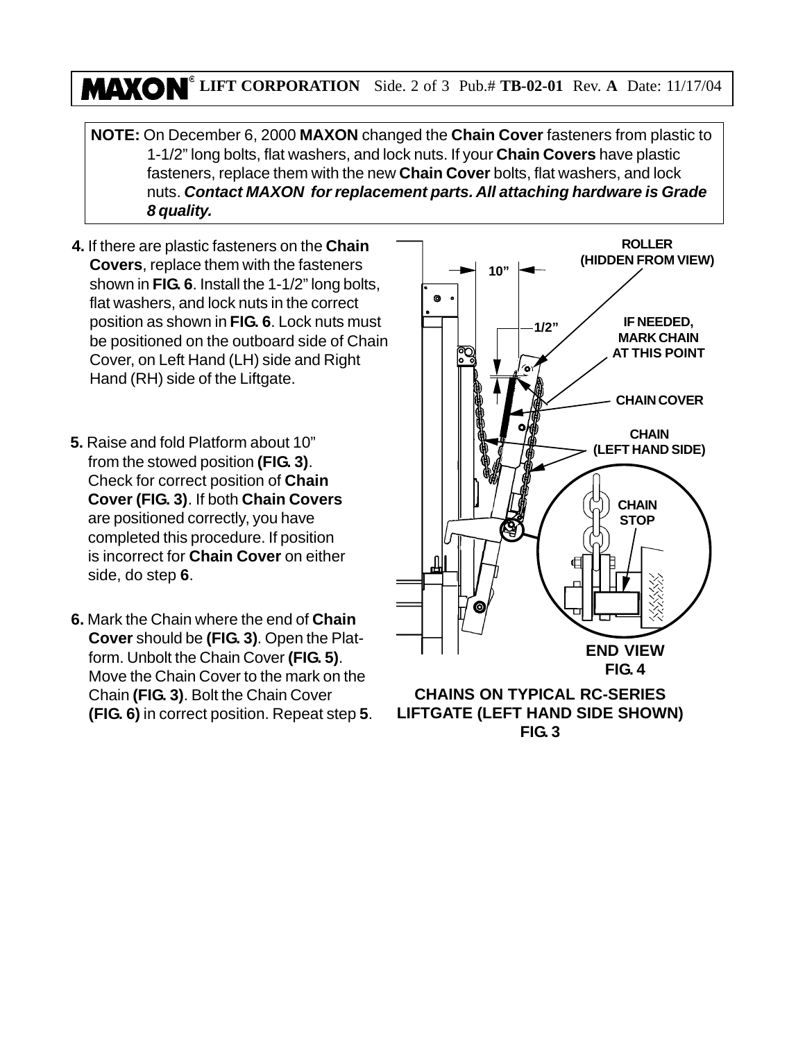**NOTE:** On December 6, 2000 **MAXON** changed the **Chain Cover** fasteners from plastic to 1-1/2" long bolts, flat washers, and lock nuts. If your **Chain Covers** have plastic fasteners, replace them with the new **Chain Cover** bolts, flat washers, and lock nuts. ***Contact MAXON for replacement parts. All attaching hardware is Grade 8 quality.***

**4.** If there are plastic fasteners on the **Chain Covers**, replace them with the fasteners shown in **FIG. 6**. Install the 1-1/2" long bolts, flat washers, and lock nuts in the correct position as shown in **FIG. 6**. Lock nuts must be positioned on the outboard side of Chain Cover, on Left Hand (LH) side and Right Hand (RH) side of the Liftgate.

**5.** Raise and fold Platform about 10" from the stowed position **(FIG. 3)**. Check for correct position of **Chain Cover (FIG. 3)**. If both **Chain Covers** are positioned correctly, you have completed this procedure. If position is incorrect for **Chain Cover** on either side, do step **6**.

**6.** Mark the Chain where the end of **Chain Cover** should be **(FIG. 3)**. Open the Platform. Unbolt the Chain Cover **(FIG. 5)**. Move the Chain Cover to the mark on the Chain **(FIG. 3)**. Bolt the Chain Cover **(FIG. 6)** in correct position. Repeat step **5**.

10" | 1/2" | ROLLER (HIDDEN FROM VIEW) | IF NEEDED, MARK CHAIN AT THIS POINT | CHAIN COVER | CHAIN (LEFT HAND SIDE) | CHAIN STOP

**END VIEW**
**FIG. 4**

**CHAINS ON TYPICAL RC-SERIES LIFTGATE (LEFT HAND SIDE SHOWN)**
**FIG. 3**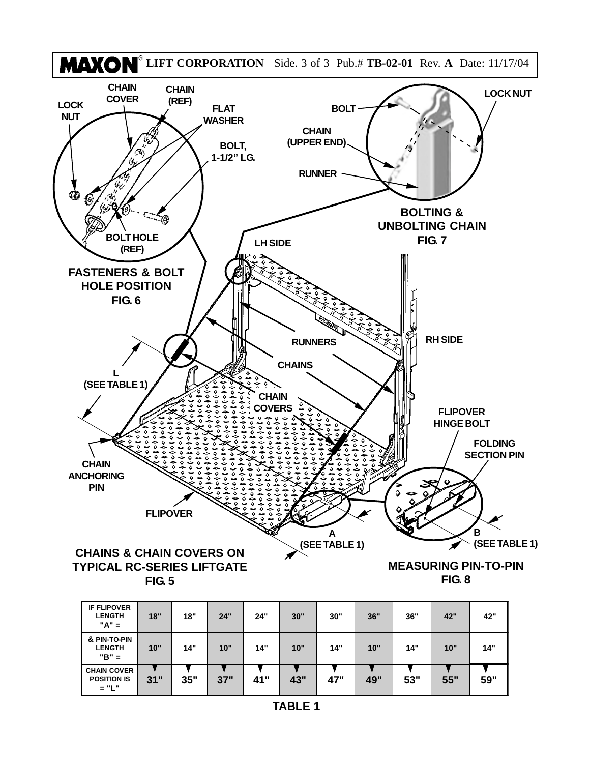CHAIN COVER

CHAIN (REF)

LOCK NUT

FLAT WASHER

BOLT, 1-1/2" LG.

BOLT HOLE (REF)

FASTENERS & BOLT HOLE POSITION
FIG. 6

BOLT

CHAIN (UPPER END)

RUNNER

LOCK NUT

BOLTING & UNBOLTING CHAIN
FIG. 7

LH SIDE

RUNNERS

RH SIDE

CHAINS

L (SEE TABLE 1)

CHAIN COVERS

FLIPOVER HINGE BOLT

FOLDING SECTION PIN

CHAIN ANCHORING PIN

FLIPOVER

A (SEE TABLE 1)

B (SEE TABLE 1)

CHAINS & CHAIN COVERS ON TYPICAL RC-SERIES LIFTGATE
FIG. 5

MEASURING PIN-TO-PIN
FIG. 8

| IF FLIPOVER LENGTH "A" = | 18" | 18" | 24" | 24" | 30" | 30" | 36" | 36" | 42" | 42" |
|---|---|---|---|---|---|---|---|---|---|---|
| & PIN-TO-PIN LENGTH "B" = | 10" | 14" | 10" | 14" | 10" | 14" | 10" | 14" | 10" | 14" |
| CHAIN COVER POSITION IS = "L" | 31" | 35" | 37" | 41" | 43" | 47" | 49" | 53" | 55" | 59" |

TABLE 1